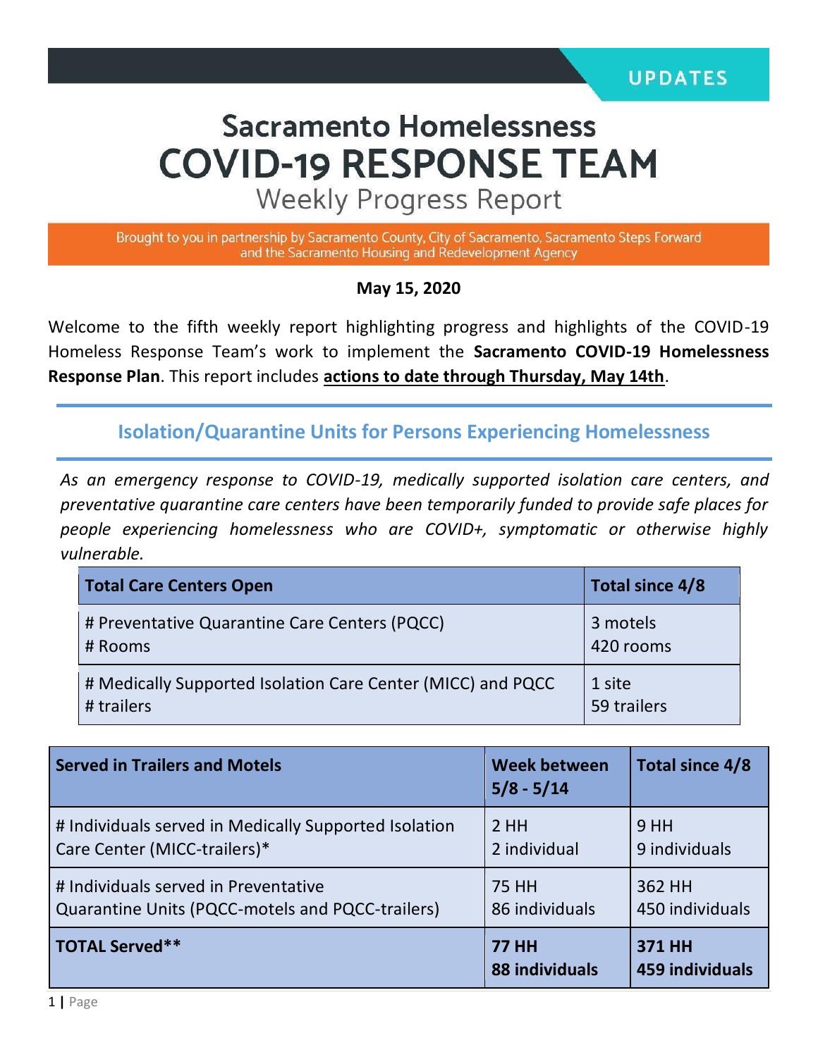UPDATES

# Sacramento Homelessness COVID-19 RESPONSE TEAM

## Weekly Progress Report

Brought to you in partnership by Sacramento County, City of Sacramento, Sacramento Steps Forward and the Sacramento Housing and Redevelopment Agency

**May 15, 2020**

Welcome to the fifth weekly report highlighting progress and highlights of the COVID-19 Homeless Response Team's work to implement the **Sacramento COVID-19 Homelessness Response Plan**. This report includes **actions to date through Thursday, May 14th**.

## Isolation/Quarantine Units for Persons Experiencing Homelessness

*As an emergency response to COVID-19, medically supported isolation care centers, and preventative quarantine care centers have been temporarily funded to provide safe places for people experiencing homelessness who are COVID+, symptomatic or otherwise highly vulnerable.*

| **Total Care Centers Open** | **Total since 4/8** |
|---|---|
| # Preventative Quarantine Care Centers (PQCC)<br># Rooms | 3 motels<br>420 rooms |
| # Medically Supported Isolation Care Center (MICC) and PQCC<br># trailers | 1 site<br>59 trailers |

| **Served in Trailers and Motels** | **Week between 5/8 - 5/14** | **Total since 4/8** |
|---|---|---|
| # Individuals served in Medically Supported Isolation Care Center (MICC-trailers)* | 2 HH<br>2 individual | 9 HH<br>9 individuals |
| # Individuals served in Preventative Quarantine Units (PQCC-motels and PQCC-trailers) | 75 HH<br>86 individuals | 362 HH<br>450 individuals |
| **TOTAL Served**** | **77 HH<br>88 individuals** | **371 HH<br>459 individuals** |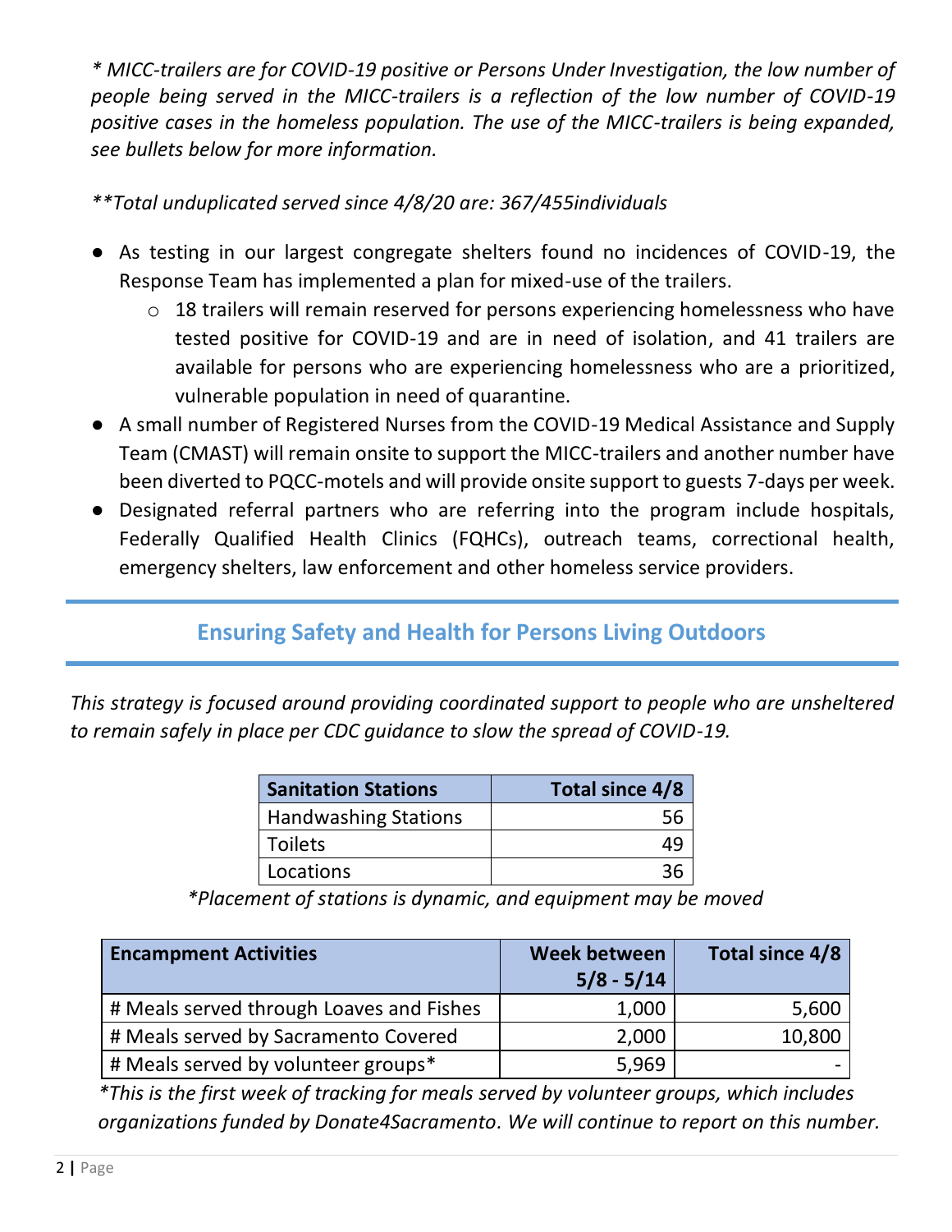*\* MICC-trailers are for COVID-19 positive or Persons Under Investigation, the low number of people being served in the MICC-trailers is a reflection of the low number of COVID-19 positive cases in the homeless population. The use of the MICC-trailers is being expanded, see bullets below for more information.*

*\*\*Total unduplicated served since 4/8/20 are: 367/455individuals*

- As testing in our largest congregate shelters found no incidences of COVID-19, the Response Team has implemented a plan for mixed-use of the trailers.
  - 18 trailers will remain reserved for persons experiencing homelessness who have tested positive for COVID-19 and are in need of isolation, and 41 trailers are available for persons who are experiencing homelessness who are a prioritized, vulnerable population in need of quarantine.
- A small number of Registered Nurses from the COVID-19 Medical Assistance and Supply Team (CMAST) will remain onsite to support the MICC-trailers and another number have been diverted to PQCC-motels and will provide onsite support to guests 7-days per week.
- Designated referral partners who are referring into the program include hospitals, Federally Qualified Health Clinics (FQHCs), outreach teams, correctional health, emergency shelters, law enforcement and other homeless service providers.

## Ensuring Safety and Health for Persons Living Outdoors

*This strategy is focused around providing coordinated support to people who are unsheltered to remain safely in place per CDC guidance to slow the spread of COVID-19.*

| Sanitation Stations | Total since 4/8 |
|---|---|
| Handwashing Stations | 56 |
| Toilets | 49 |
| Locations | 36 |

*\*Placement of stations is dynamic, and equipment may be moved*

| Encampment Activities | Week between 5/8 - 5/14 | Total since 4/8 |
|---|---|---|
| # Meals served through Loaves and Fishes | 1,000 | 5,600 |
| # Meals served by Sacramento Covered | 2,000 | 10,800 |
| # Meals served by volunteer groups* | 5,969 | - |

*\*This is the first week of tracking for meals served by volunteer groups, which includes organizations funded by Donate4Sacramento. We will continue to report on this number.*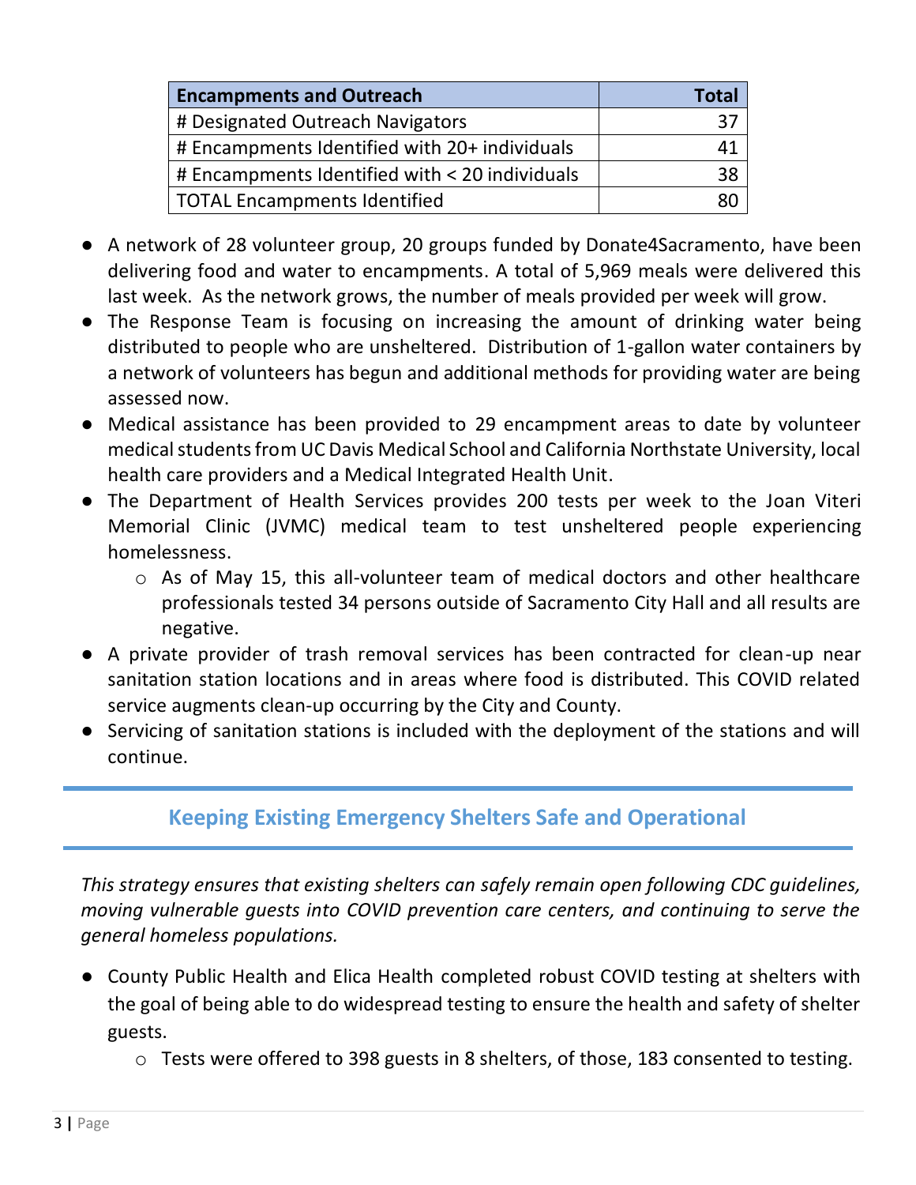| Encampments and Outreach | Total |
|---|---|
| # Designated Outreach Navigators | 37 |
| # Encampments Identified with 20+ individuals | 41 |
| # Encampments Identified with < 20 individuals | 38 |
| TOTAL Encampments Identified | 80 |

- A network of 28 volunteer group, 20 groups funded by Donate4Sacramento, have been delivering food and water to encampments. A total of 5,969 meals were delivered this last week. As the network grows, the number of meals provided per week will grow.
- The Response Team is focusing on increasing the amount of drinking water being distributed to people who are unsheltered. Distribution of 1-gallon water containers by a network of volunteers has begun and additional methods for providing water are being assessed now.
- Medical assistance has been provided to 29 encampment areas to date by volunteer medical students from UC Davis Medical School and California Northstate University, local health care providers and a Medical Integrated Health Unit.
- The Department of Health Services provides 200 tests per week to the Joan Viteri Memorial Clinic (JVMC) medical team to test unsheltered people experiencing homelessness.
  - As of May 15, this all-volunteer team of medical doctors and other healthcare professionals tested 34 persons outside of Sacramento City Hall and all results are negative.
- A private provider of trash removal services has been contracted for clean-up near sanitation station locations and in areas where food is distributed. This COVID related service augments clean-up occurring by the City and County.
- Servicing of sanitation stations is included with the deployment of the stations and will continue.

## Keeping Existing Emergency Shelters Safe and Operational

*This strategy ensures that existing shelters can safely remain open following CDC guidelines, moving vulnerable guests into COVID prevention care centers, and continuing to serve the general homeless populations.*

- County Public Health and Elica Health completed robust COVID testing at shelters with the goal of being able to do widespread testing to ensure the health and safety of shelter guests.
  - Tests were offered to 398 guests in 8 shelters, of those, 183 consented to testing.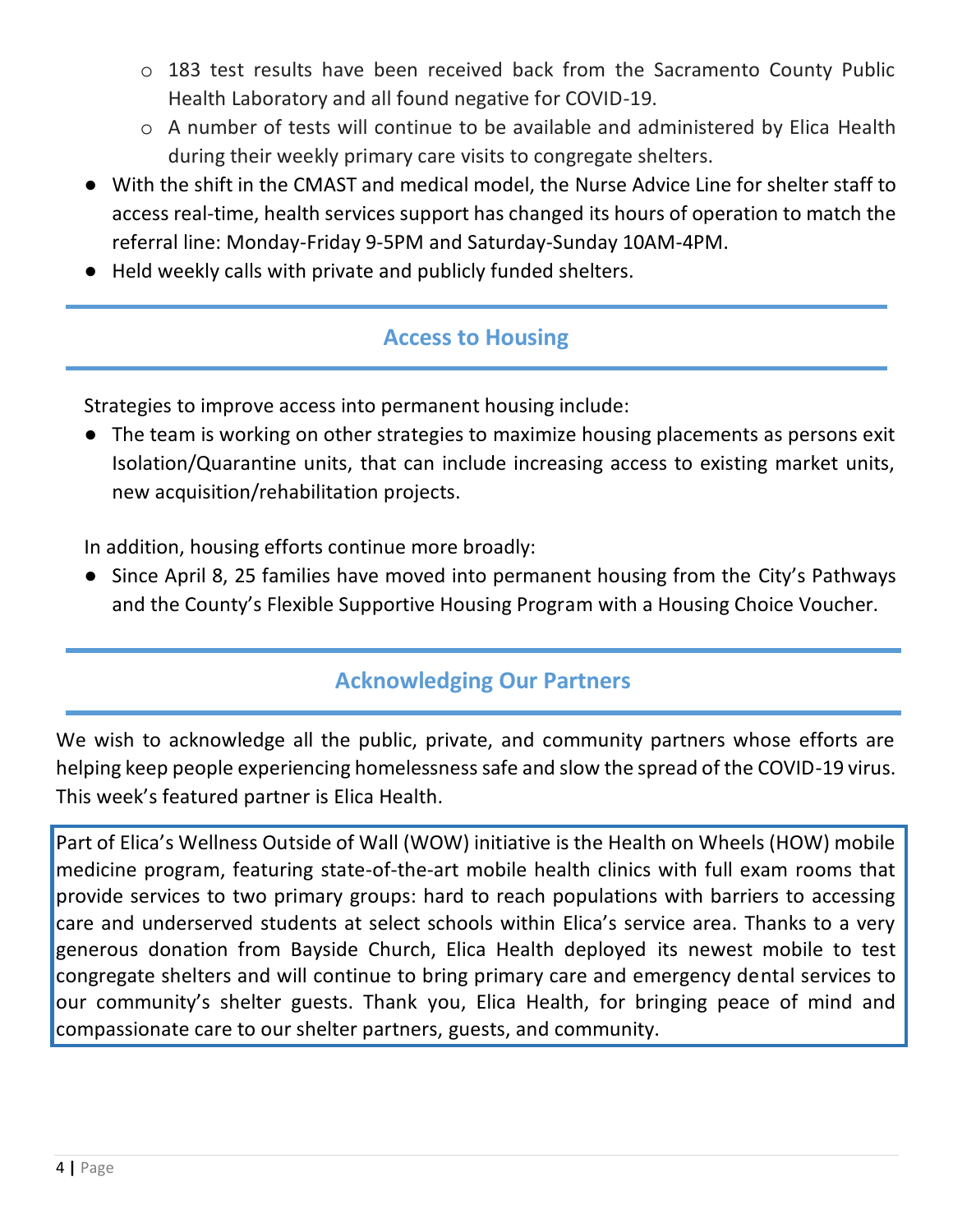- 183 test results have been received back from the Sacramento County Public Health Laboratory and all found negative for COVID-19.
  - A number of tests will continue to be available and administered by Elica Health during their weekly primary care visits to congregate shelters.
- With the shift in the CMAST and medical model, the Nurse Advice Line for shelter staff to access real-time, health services support has changed its hours of operation to match the referral line: Monday-Friday 9-5PM and Saturday-Sunday 10AM-4PM.
- Held weekly calls with private and publicly funded shelters.

## Access to Housing

Strategies to improve access into permanent housing include:

- The team is working on other strategies to maximize housing placements as persons exit Isolation/Quarantine units, that can include increasing access to existing market units, new acquisition/rehabilitation projects.

In addition, housing efforts continue more broadly:

- Since April 8, 25 families have moved into permanent housing from the City's Pathways and the County's Flexible Supportive Housing Program with a Housing Choice Voucher.

## Acknowledging Our Partners

We wish to acknowledge all the public, private, and community partners whose efforts are helping keep people experiencing homelessness safe and slow the spread of the COVID-19 virus. This week's featured partner is Elica Health.

Part of Elica's Wellness Outside of Wall (WOW) initiative is the Health on Wheels (HOW) mobile medicine program, featuring state-of-the-art mobile health clinics with full exam rooms that provide services to two primary groups: hard to reach populations with barriers to accessing care and underserved students at select schools within Elica's service area. Thanks to a very generous donation from Bayside Church, Elica Health deployed its newest mobile to test congregate shelters and will continue to bring primary care and emergency dental services to our community's shelter guests. Thank you, Elica Health, for bringing peace of mind and compassionate care to our shelter partners, guests, and community.